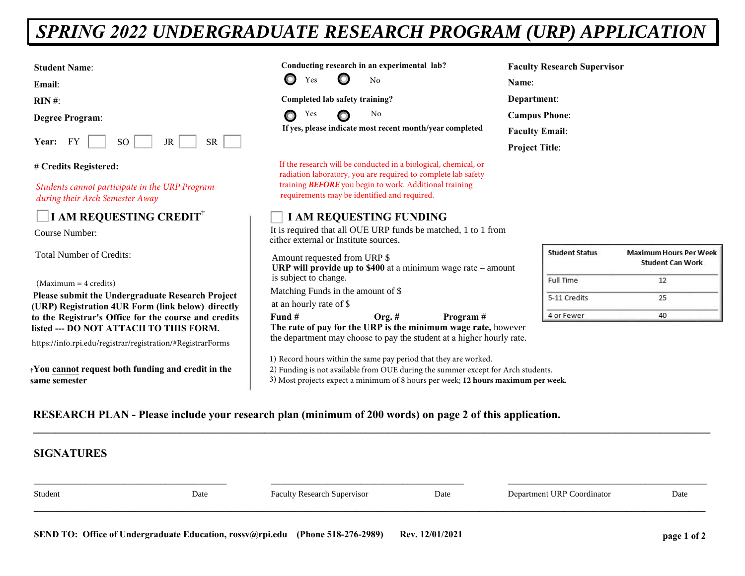# SPRING 2022 UNDERGRADUATE RESEARCH PROGRAM (URP) APPLICATION

**Student Name**:

**Email**:

**RIN #**:

**Degree Program**:

**Year:** FY ☐ SO ☐ JR ☐ SR ☐

**# Credits Registered:**

*Students cannot participate in the URP Program during their Arch Semester Away*

**Conducting research in an experimental lab?**

○ Yes ○ No

**Completed lab safety training?**

○ Yes ○ No

**If yes, please indicate most recent month/year completed**

If the research will be conducted in a biological, chemical, or radiation laboratory, you are required to complete lab safety training ***BEFORE*** you begin to work. Additional training requirements may be identified and required.

**Faculty Research Supervisor**

**Name**:

**Department**:

**Campus Phone**:

**Faculty Email**:

**Project Title**:

## ☐ I AM REQUESTING CREDIT†

Course Number:

Total Number of Credits:

(Maximum = 4 credits)

**Please submit the Undergraduate Research Project (URP) Registration 4UR Form (link below) directly to the Registrar's Office for the course and credits listed --- DO NOT ATTACH TO THIS FORM.**

https://info.rpi.edu/registrar/registration/#RegistrarForms

†**You cannot request both funding and credit in the same semester**

## ☐ I AM REQUESTING FUNDING

It is required that all OUE URP funds be matched, 1 to 1 from either external or Institute sources.

Amount requested from URP $

**URP will provide up to $400** at a minimum wage rate – amount is subject to change.

Matching Funds in the amount of $

at an hourly rate of $

**Fund #** **Org. #** **Program #**

**The rate of pay for the URP is the minimum wage rate,** however the department may choose to pay the student at a higher hourly rate.

| Student Status | Maximum Hours Per Week Student Can Work |
|---|---|
| Full Time | 12 |
| 5-11 Credits | 25 |
| 4 or Fewer | 40 |

1) Record hours within the same pay period that they are worked.
2) Funding is not available from OUE during the summer except for Arch students.
3) Most projects expect a minimum of 8 hours per week; **12 hours maximum per week.**

**RESEARCH PLAN - Please include your research plan (minimum of 200 words) on page 2 of this application.**

## SIGNATURES

| Student | Date | Faculty Research Supervisor | Date | Department URP Coordinator | Date |
|---|---|---|---|---|---|

**SEND TO: Office of Undergraduate Education, rossv@rpi.edu (Phone 518-276-2989)** **Rev. 12/01/2021**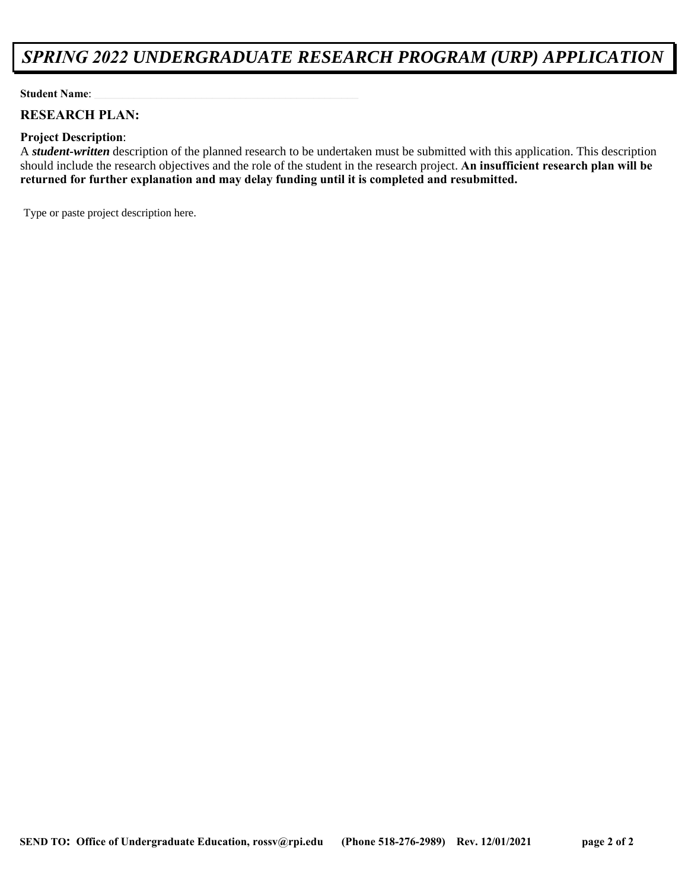# SPRING 2022 UNDERGRADUATE RESEARCH PROGRAM (URP) APPLICATION

**Student Name**: \_\_\_\_\_\_\_\_\_\_\_\_\_\_\_\_\_\_\_\_\_\_\_\_\_\_\_\_\_\_\_\_\_\_\_\_\_\_\_\_

## RESEARCH PLAN:

**Project Description**:

A ***student-written*** description of the planned research to be undertaken must be submitted with this application. This description should include the research objectives and the role of the student in the research project. **An insufficient research plan will be returned for further explanation and may delay funding until it is completed and resubmitted.**

Type or paste project description here.

**SEND TO: Office of Undergraduate Education, rossv@rpi.edu (Phone 518-276-2989) Rev. 12/01/2021**